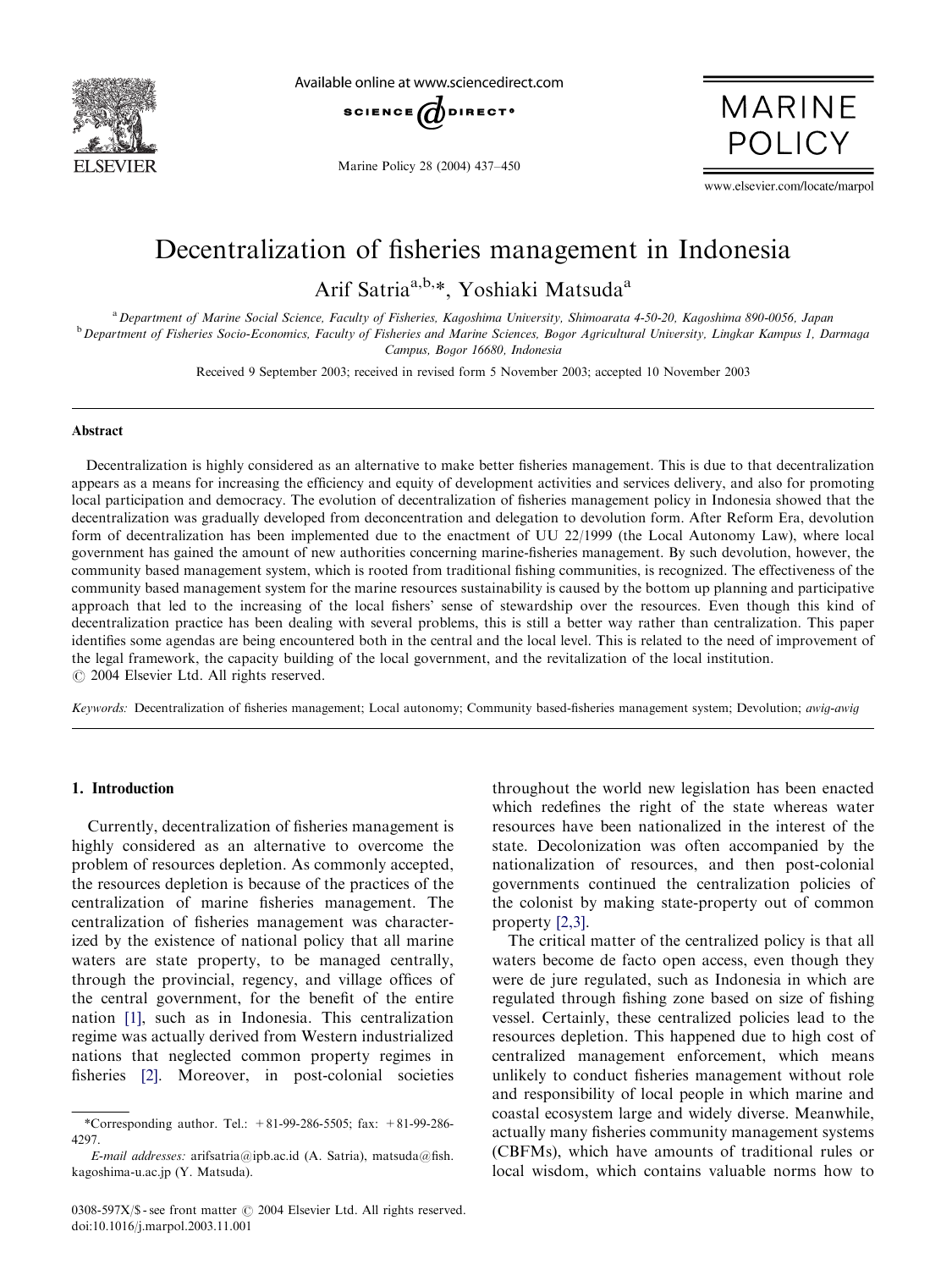# Decentralization of fisheries management in Indonesia

Arif Satria[a,b,*], Yoshiaki Matsuda[a]

[a] Department of Marine Social Science, Faculty of Fisheries, Kagoshima University, Shimoarata 4-50-20, Kagoshima 890-0056, Japan

[b] Department of Fisheries Socio-Economics, Faculty of Fisheries and Marine Sciences, Bogor Agricultural University, Lingkar Kampus 1, Darmaga Campus, Bogor 16680, Indonesia

Received 9 September 2003; received in revised form 5 November 2003; accepted 10 November 2003

## Abstract

Decentralization is highly considered as an alternative to make better fisheries management. This is due to that decentralization appears as a means for increasing the efficiency and equity of development activities and services delivery, and also for promoting local participation and democracy. The evolution of decentralization of fisheries management policy in Indonesia showed that the decentralization was gradually developed from deconcentration and delegation to devolution form. After Reform Era, devolution form of decentralization has been implemented due to the enactment of UU 22/1999 (the Local Autonomy Law), where local government has gained the amount of new authorities concerning marine-fisheries management. By such devolution, however, the community based management system, which is rooted from traditional fishing communities, is recognized. The effectiveness of the community based management system for the marine resources sustainability is caused by the bottom up planning and participative approach that led to the increasing of the local fishers' sense of stewardship over the resources. Even though this kind of decentralization practice has been dealing with several problems, this is still a better way rather than centralization. This paper identifies some agendas are being encountered both in the central and the local level. This is related to the need of improvement of the legal framework, the capacity building of the local government, and the revitalization of the local institution.

© 2004 Elsevier Ltd. All rights reserved.

*Keywords:* Decentralization of fisheries management; Local autonomy; Community based-fisheries management system; Devolution; *awig-awig*

## 1. Introduction

Currently, decentralization of fisheries management is highly considered as an alternative to overcome the problem of resources depletion. As commonly accepted, the resources depletion is because of the practices of the centralization of marine fisheries management. The centralization of fisheries management was characterized by the existence of national policy that all marine waters are state property, to be managed centrally, through the provincial, regency, and village offices of the central government, for the benefit of the entire nation [1], such as in Indonesia. This centralization regime was actually derived from Western industrialized nations that neglected common property regimes in fisheries [2]. Moreover, in post-colonial societies throughout the world new legislation has been enacted which redefines the right of the state whereas water resources have been nationalized in the interest of the state. Decolonization was often accompanied by the nationalization of resources, and then post-colonial governments continued the centralization policies of the colonist by making state-property out of common property [2,3].

The critical matter of the centralized policy is that all waters become de facto open access, even though they were de jure regulated, such as Indonesia in which are regulated through fishing zone based on size of fishing vessel. Certainly, these centralized policies lead to the resources depletion. This happened due to high cost of centralized management enforcement, which means unlikely to conduct fisheries management without role and responsibility of local people in which marine and coastal ecosystem large and widely diverse. Meanwhile, actually many fisheries community management systems (CBFMs), which have amounts of traditional rules or local wisdom, which contains valuable norms how to

*Corresponding author. Tel.: +81-99-286-5505; fax: +81-99-286-4297.

*E-mail addresses:* arifsatria@ipb.ac.id (A. Satria), matsuda@fish.kagoshima-u.ac.jp (Y. Matsuda).

0308-597X/$ - see front matter © 2004 Elsevier Ltd. All rights reserved.
doi:10.1016/j.marpol.2003.11.001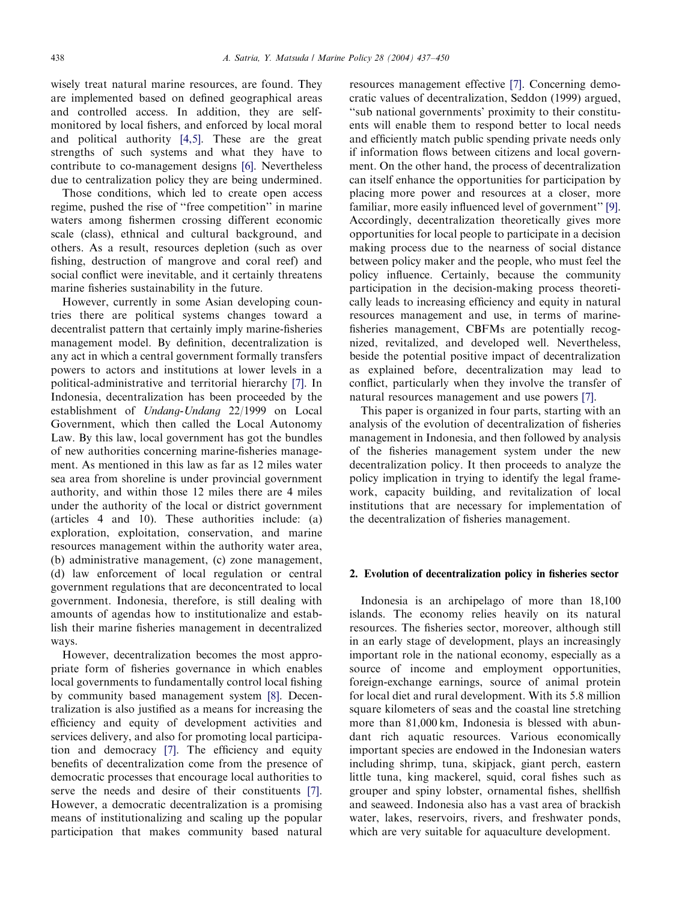wisely treat natural marine resources, are found. They are implemented based on defined geographical areas and controlled access. In addition, they are self-monitored by local fishers, and enforced by local moral and political authority [4,5]. These are the great strengths of such systems and what they have to contribute to co-management designs [6]. Nevertheless due to centralization policy they are being undermined.

Those conditions, which led to create open access regime, pushed the rise of ''free competition'' in marine waters among fishermen crossing different economic scale (class), ethnical and cultural background, and others. As a result, resources depletion (such as over fishing, destruction of mangrove and coral reef) and social conflict were inevitable, and it certainly threatens marine fisheries sustainability in the future.

However, currently in some Asian developing countries there are political systems changes toward a decentralist pattern that certainly imply marine-fisheries management model. By definition, decentralization is any act in which a central government formally transfers powers to actors and institutions at lower levels in a political-administrative and territorial hierarchy [7]. In Indonesia, decentralization has been proceeded by the establishment of *Undang-Undang* 22/1999 on Local Government, which then called the Local Autonomy Law. By this law, local government has got the bundles of new authorities concerning marine-fisheries management. As mentioned in this law as far as 12 miles water sea area from shoreline is under provincial government authority, and within those 12 miles there are 4 miles under the authority of the local or district government (articles 4 and 10). These authorities include: (a) exploration, exploitation, conservation, and marine resources management within the authority water area, (b) administrative management, (c) zone management, (d) law enforcement of local regulation or central government regulations that are deconcentrated to local government. Indonesia, therefore, is still dealing with amounts of agendas how to institutionalize and establish their marine fisheries management in decentralized ways.

However, decentralization becomes the most appropriate form of fisheries governance in which enables local governments to fundamentally control local fishing by community based management system [8]. Decentralization is also justified as a means for increasing the efficiency and equity of development activities and services delivery, and also for promoting local participation and democracy [7]. The efficiency and equity benefits of decentralization come from the presence of democratic processes that encourage local authorities to serve the needs and desire of their constituents [7]. However, a democratic decentralization is a promising means of institutionalizing and scaling up the popular participation that makes community based natural resources management effective [7]. Concerning democratic values of decentralization, Seddon (1999) argued, ''sub national governments' proximity to their constituents will enable them to respond better to local needs and efficiently match public spending private needs only if information flows between citizens and local government. On the other hand, the process of decentralization can itself enhance the opportunities for participation by placing more power and resources at a closer, more familiar, more easily influenced level of government'' [9]. Accordingly, decentralization theoretically gives more opportunities for local people to participate in a decision making process due to the nearness of social distance between policy maker and the people, who must feel the policy influence. Certainly, because the community participation in the decision-making process theoretically leads to increasing efficiency and equity in natural resources management and use, in terms of marine-fisheries management, CBFMs are potentially recognized, revitalized, and developed well. Nevertheless, beside the potential positive impact of decentralization as explained before, decentralization may lead to conflict, particularly when they involve the transfer of natural resources management and use powers [7].

This paper is organized in four parts, starting with an analysis of the evolution of decentralization of fisheries management in Indonesia, and then followed by analysis of the fisheries management system under the new decentralization policy. It then proceeds to analyze the policy implication in trying to identify the legal framework, capacity building, and revitalization of local institutions that are necessary for implementation of the decentralization of fisheries management.

## 2. Evolution of decentralization policy in fisheries sector

Indonesia is an archipelago of more than 18,100 islands. The economy relies heavily on its natural resources. The fisheries sector, moreover, although still in an early stage of development, plays an increasingly important role in the national economy, especially as a source of income and employment opportunities, foreign-exchange earnings, source of animal protein for local diet and rural development. With its 5.8 million square kilometers of seas and the coastal line stretching more than 81,000 km, Indonesia is blessed with abundant rich aquatic resources. Various economically important species are endowed in the Indonesian waters including shrimp, tuna, skipjack, giant perch, eastern little tuna, king mackerel, squid, coral fishes such as grouper and spiny lobster, ornamental fishes, shellfish and seaweed. Indonesia also has a vast area of brackish water, lakes, reservoirs, rivers, and freshwater ponds, which are very suitable for aquaculture development.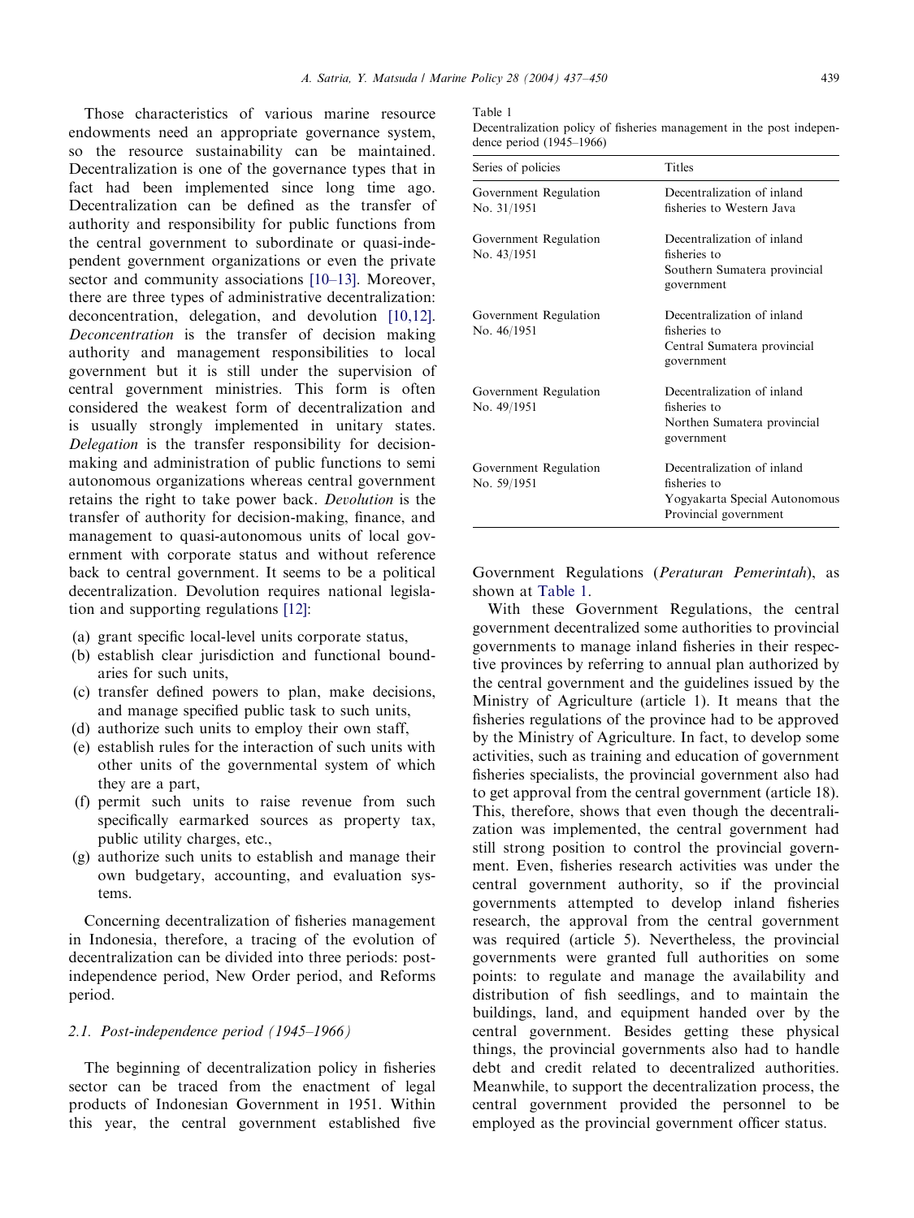Those characteristics of various marine resource endowments need an appropriate governance system, so the resource sustainability can be maintained. Decentralization is one of the governance types that in fact had been implemented since long time ago. Decentralization can be defined as the transfer of authority and responsibility for public functions from the central government to subordinate or quasi-independent government organizations or even the private sector and community associations [10–13]. Moreover, there are three types of administrative decentralization: deconcentration, delegation, and devolution [10,12]. *Deconcentration* is the transfer of decision making authority and management responsibilities to local government but it is still under the supervision of central government ministries. This form is often considered the weakest form of decentralization and is usually strongly implemented in unitary states. *Delegation* is the transfer responsibility for decision-making and administration of public functions to semi autonomous organizations whereas central government retains the right to take power back. *Devolution* is the transfer of authority for decision-making, finance, and management to quasi-autonomous units of local government with corporate status and without reference back to central government. It seems to be a political decentralization. Devolution requires national legislation and supporting regulations [12]:

(a) grant specific local-level units corporate status,
(b) establish clear jurisdiction and functional boundaries for such units,
(c) transfer defined powers to plan, make decisions, and manage specified public task to such units,
(d) authorize such units to employ their own staff,
(e) establish rules for the interaction of such units with other units of the governmental system of which they are a part,
(f) permit such units to raise revenue from such specifically earmarked sources as property tax, public utility charges, etc.,
(g) authorize such units to establish and manage their own budgetary, accounting, and evaluation systems.

Concerning decentralization of fisheries management in Indonesia, therefore, a tracing of the evolution of decentralization can be divided into three periods: post-independence period, New Order period, and Reforms period.

### 2.1. Post-independence period (1945–1966)

The beginning of decentralization policy in fisheries sector can be traced from the enactment of legal products of Indonesian Government in 1951. Within this year, the central government established five Government Regulations (*Peraturan Pemerintah*), as shown at Table 1.

Table 1
Decentralization policy of fisheries management in the post independence period (1945–1966)

| Series of policies | Titles |
|---|---|
| Government Regulation No. 31/1951 | Decentralization of inland fisheries to Western Java |
| Government Regulation No. 43/1951 | Decentralization of inland fisheries to Southern Sumatera provincial government |
| Government Regulation No. 46/1951 | Decentralization of inland fisheries to Central Sumatera provincial government |
| Government Regulation No. 49/1951 | Decentralization of inland fisheries to Northen Sumatera provincial government |
| Government Regulation No. 59/1951 | Decentralization of inland fisheries to Yogyakarta Special Autonomous Provincial government |

With these Government Regulations, the central government decentralized some authorities to provincial governments to manage inland fisheries in their respective provinces by referring to annual plan authorized by the central government and the guidelines issued by the Ministry of Agriculture (article 1). It means that the fisheries regulations of the province had to be approved by the Ministry of Agriculture. In fact, to develop some activities, such as training and education of government fisheries specialists, the provincial government also had to get approval from the central government (article 18). This, therefore, shows that even though the decentralization was implemented, the central government had still strong position to control the provincial government. Even, fisheries research activities was under the central government authority, so if the provincial governments attempted to develop inland fisheries research, the approval from the central government was required (article 5). Nevertheless, the provincial governments were granted full authorities on some points: to regulate and manage the availability and distribution of fish seedlings, and to maintain the buildings, land, and equipment handed over by the central government. Besides getting these physical things, the provincial governments also had to handle debt and credit related to decentralized authorities. Meanwhile, to support the decentralization process, the central government provided the personnel to be employed as the provincial government officer status.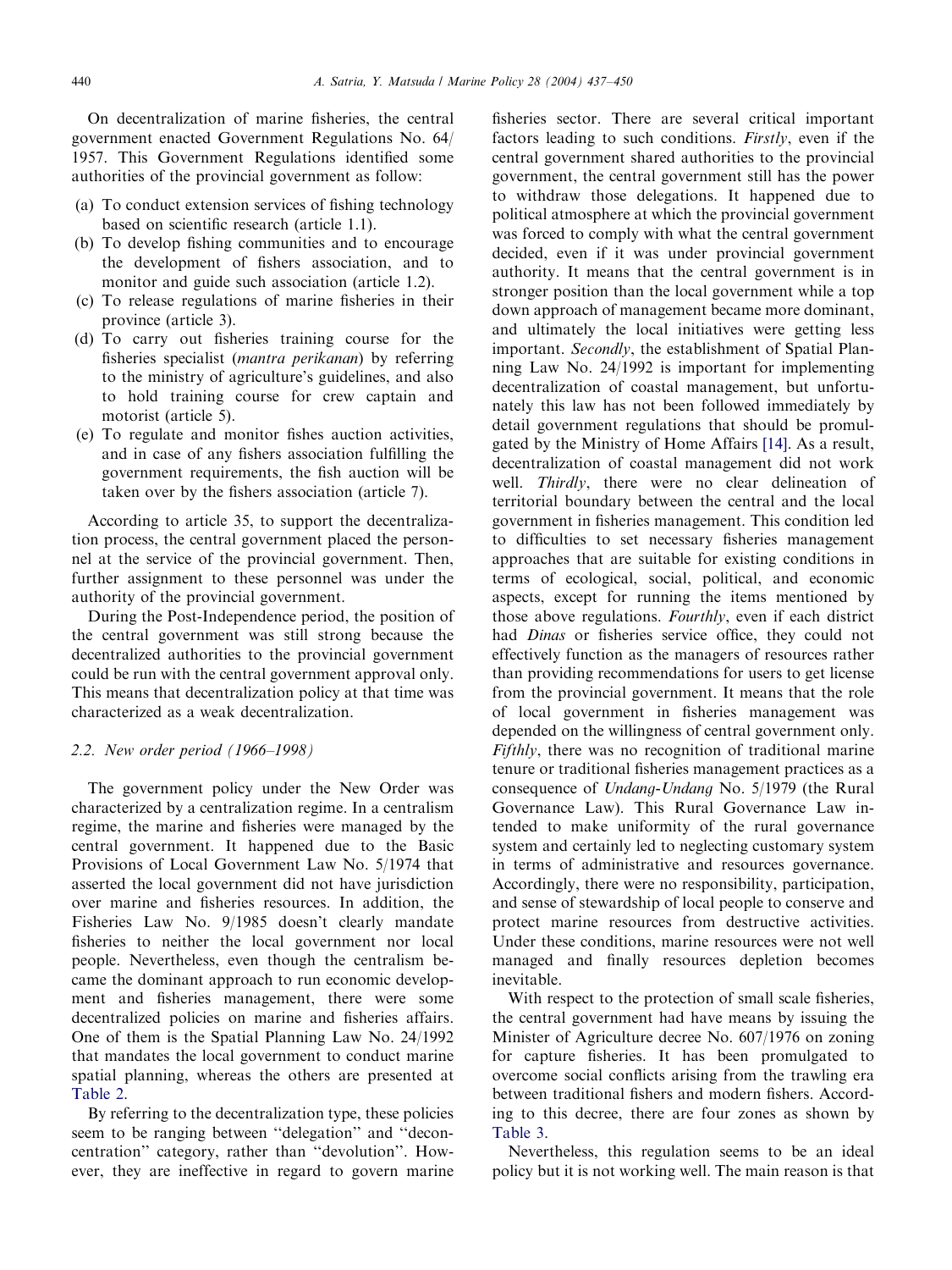On decentralization of marine fisheries, the central government enacted Government Regulations No. 64/1957. This Government Regulations identified some authorities of the provincial government as follow:

(a) To conduct extension services of fishing technology based on scientific research (article 1.1).
(b) To develop fishing communities and to encourage the development of fishers association, and to monitor and guide such association (article 1.2).
(c) To release regulations of marine fisheries in their province (article 3).
(d) To carry out fisheries training course for the fisheries specialist (*mantra perikanan*) by referring to the ministry of agriculture's guidelines, and also to hold training course for crew captain and motorist (article 5).
(e) To regulate and monitor fishes auction activities, and in case of any fishers association fulfilling the government requirements, the fish auction will be taken over by the fishers association (article 7).

According to article 35, to support the decentralization process, the central government placed the personnel at the service of the provincial government. Then, further assignment to these personnel was under the authority of the provincial government.

During the Post-Independence period, the position of the central government was still strong because the decentralized authorities to the provincial government could be run with the central government approval only. This means that decentralization policy at that time was characterized as a weak decentralization.

### 2.2. New order period (1966–1998)

The government policy under the New Order was characterized by a centralization regime. In a centralism regime, the marine and fisheries were managed by the central government. It happened due to the Basic Provisions of Local Government Law No. 5/1974 that asserted the local government did not have jurisdiction over marine and fisheries resources. In addition, the Fisheries Law No. 9/1985 doesn't clearly mandate fisheries to neither the local government nor local people. Nevertheless, even though the centralism became the dominant approach to run economic development and fisheries management, there were some decentralized policies on marine and fisheries affairs. One of them is the Spatial Planning Law No. 24/1992 that mandates the local government to conduct marine spatial planning, whereas the others are presented at Table 2.

By referring to the decentralization type, these policies seem to be ranging between "delegation" and "deconcentration" category, rather than "devolution". However, they are ineffective in regard to govern marine fisheries sector. There are several critical important factors leading to such conditions. *Firstly*, even if the central government shared authorities to the provincial government, the central government still has the power to withdraw those delegations. It happened due to political atmosphere at which the provincial government was forced to comply with what the central government decided, even if it was under provincial government authority. It means that the central government is in stronger position than the local government while a top down approach of management became more dominant, and ultimately the local initiatives were getting less important. *Secondly*, the establishment of Spatial Planning Law No. 24/1992 is important for implementing decentralization of coastal management, but unfortunately this law has not been followed immediately by detail government regulations that should be promulgated by the Ministry of Home Affairs [14]. As a result, decentralization of coastal management did not work well. *Thirdly*, there were no clear delineation of territorial boundary between the central and the local government in fisheries management. This condition led to difficulties to set necessary fisheries management approaches that are suitable for existing conditions in terms of ecological, social, political, and economic aspects, except for running the items mentioned by those above regulations. *Fourthly*, even if each district had *Dinas* or fisheries service office, they could not effectively function as the managers of resources rather than providing recommendations for users to get license from the provincial government. It means that the role of local government in fisheries management was depended on the willingness of central government only. *Fifthly*, there was no recognition of traditional marine tenure or traditional fisheries management practices as a consequence of *Undang-Undang* No. 5/1979 (the Rural Governance Law). This Rural Governance Law intended to make uniformity of the rural governance system and certainly led to neglecting customary system in terms of administrative and resources governance. Accordingly, there were no responsibility, participation, and sense of stewardship of local people to conserve and protect marine resources from destructive activities. Under these conditions, marine resources were not well managed and finally resources depletion becomes inevitable.

With respect to the protection of small scale fisheries, the central government had have means by issuing the Minister of Agriculture decree No. 607/1976 on zoning for capture fisheries. It has been promulgated to overcome social conflicts arising from the trawling era between traditional fishers and modern fishers. According to this decree, there are four zones as shown by Table 3.

Nevertheless, this regulation seems to be an ideal policy but it is not working well. The main reason is that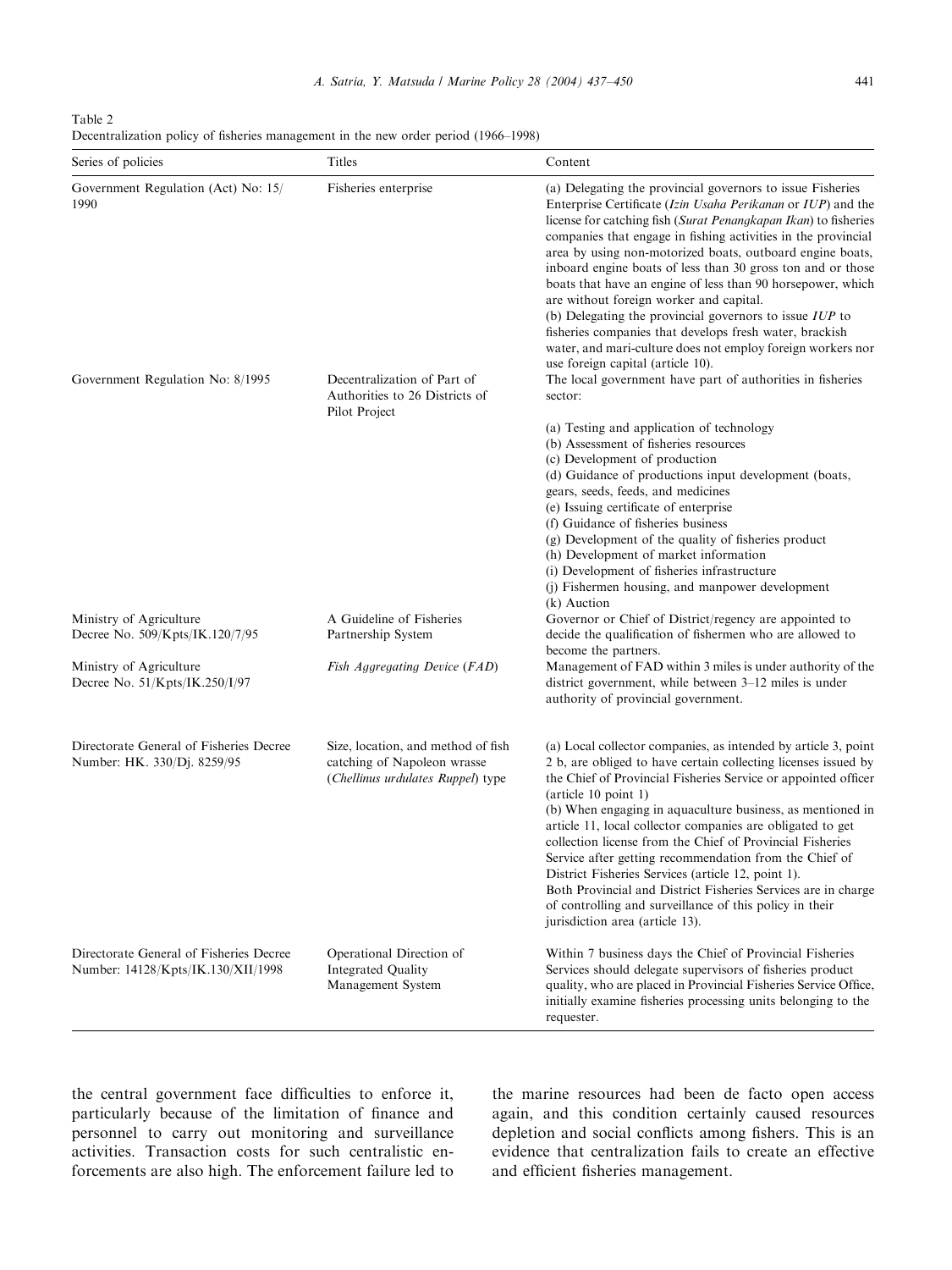Table 2
Decentralization policy of fisheries management in the new order period (1966–1998)

| Series of policies | Titles | Content |
|---|---|---|
| Government Regulation (Act) No: 15/1990 | Fisheries enterprise | (a) Delegating the provincial governors to issue Fisheries Enterprise Certificate (*Izin Usaha Perikanan* or *IUP*) and the license for catching fish (*Surat Penangkapan Ikan*) to fisheries companies that engage in fishing activities in the provincial area by using non-motorized boats, outboard engine boats, inboard engine boats of less than 30 gross ton and or those boats that have an engine of less than 90 horsepower, which are without foreign worker and capital. (b) Delegating the provincial governors to issue *IUP* to fisheries companies that develops fresh water, brackish water, and mari-culture does not employ foreign workers nor use foreign capital (article 10). |
| Government Regulation No: 8/1995 | Decentralization of Part of Authorities to 26 Districts of Pilot Project | The local government have part of authorities in fisheries sector: (a) Testing and application of technology (b) Assessment of fisheries resources (c) Development of production (d) Guidance of productions input development (boats, gears, seeds, feeds, and medicines (e) Issuing certificate of enterprise (f) Guidance of fisheries business (g) Development of the quality of fisheries product (h) Development of market information (i) Development of fisheries infrastructure (j) Fishermen housing, and manpower development (k) Auction |
| Ministry of Agriculture Decree No. 509/Kpts/IK.120/7/95 | A Guideline of Fisheries Partnership System | Governor or Chief of District/regency are appointed to decide the qualification of fishermen who are allowed to become the partners. |
| Ministry of Agriculture Decree No. 51/Kpts/IK.250/I/97 | *Fish Aggregating Device (FAD)* | Management of FAD within 3 miles is under authority of the district government, while between 3–12 miles is under authority of provincial government. |
| Directorate General of Fisheries Decree Number: HK. 330/Dj. 8259/95 | Size, location, and method of fish catching of Napoleon wrasse (*Chellinus urdulates Ruppel*) type | (a) Local collector companies, as intended by article 3, point 2 b, are obliged to have certain collecting licenses issued by the Chief of Provincial Fisheries Service or appointed officer (article 10 point 1) (b) When engaging in aquaculture business, as mentioned in article 11, local collector companies are obligated to get collection license from the Chief of Provincial Fisheries Service after getting recommendation from the Chief of District Fisheries Services (article 12, point 1). Both Provincial and District Fisheries Services are in charge of controlling and surveillance of this policy in their jurisdiction area (article 13). |
| Directorate General of Fisheries Decree Number: 14128/Kpts/IK.130/XII/1998 | Operational Direction of Integrated Quality Management System | Within 7 business days the Chief of Provincial Fisheries Services should delegate supervisors of fisheries product quality, who are placed in Provincial Fisheries Service Office, initially examine fisheries processing units belonging to the requester. |

the central government face difficulties to enforce it, particularly because of the limitation of finance and personnel to carry out monitoring and surveillance activities. Transaction costs for such centralistic enforcements are also high. The enforcement failure led to the marine resources had been de facto open access again, and this condition certainly caused resources depletion and social conflicts among fishers. This is an evidence that centralization fails to create an effective and efficient fisheries management.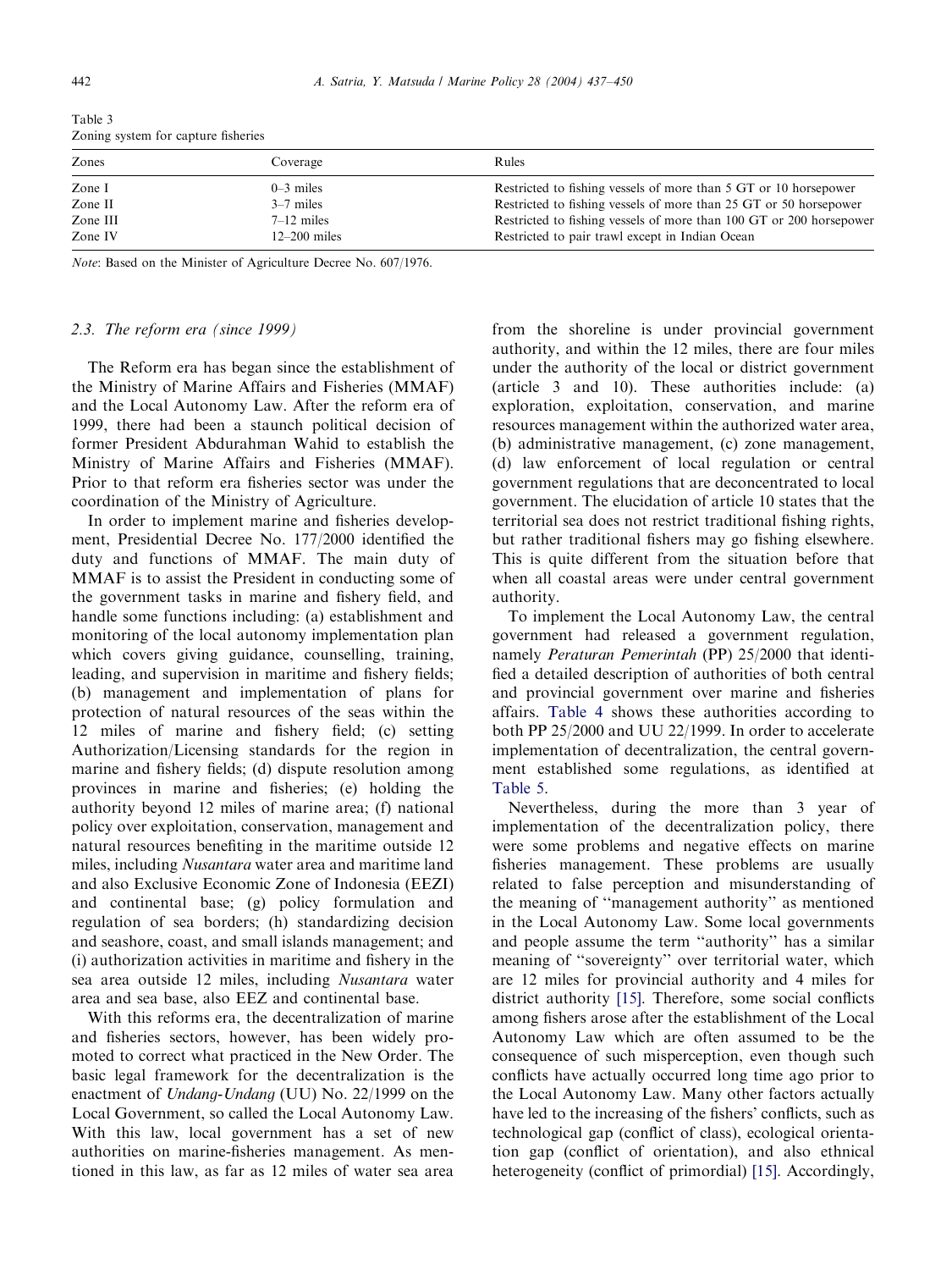Table 3
Zoning system for capture fisheries

| Zones | Coverage | Rules |
|---|---|---|
| Zone I | 0–3 miles | Restricted to fishing vessels of more than 5 GT or 10 horsepower |
| Zone II | 3–7 miles | Restricted to fishing vessels of more than 25 GT or 50 horsepower |
| Zone III | 7–12 miles | Restricted to fishing vessels of more than 100 GT or 200 horsepower |
| Zone IV | 12–200 miles | Restricted to pair trawl except in Indian Ocean |

*Note*: Based on the Minister of Agriculture Decree No. 607/1976.

### 2.3. The reform era (since 1999)

The Reform era has began since the establishment of the Ministry of Marine Affairs and Fisheries (MMAF) and the Local Autonomy Law. After the reform era of 1999, there had been a staunch political decision of former President Abdurahman Wahid to establish the Ministry of Marine Affairs and Fisheries (MMAF). Prior to that reform era fisheries sector was under the coordination of the Ministry of Agriculture.

In order to implement marine and fisheries development, Presidential Decree No. 177/2000 identified the duty and functions of MMAF. The main duty of MMAF is to assist the President in conducting some of the government tasks in marine and fishery field, and handle some functions including: (a) establishment and monitoring of the local autonomy implementation plan which covers giving guidance, counselling, training, leading, and supervision in maritime and fishery fields; (b) management and implementation of plans for protection of natural resources of the seas within the 12 miles of marine and fishery field; (c) setting Authorization/Licensing standards for the region in marine and fishery fields; (d) dispute resolution among provinces in marine and fisheries; (e) holding the authority beyond 12 miles of marine area; (f) national policy over exploitation, conservation, management and natural resources benefiting in the maritime outside 12 miles, including *Nusantara* water area and maritime land and also Exclusive Economic Zone of Indonesia (EEZI) and continental base; (g) policy formulation and regulation of sea borders; (h) standardizing decision and seashore, coast, and small islands management; and (i) authorization activities in maritime and fishery in the sea area outside 12 miles, including *Nusantara* water area and sea base, also EEZ and continental base.

With this reforms era, the decentralization of marine and fisheries sectors, however, has been widely promoted to correct what practiced in the New Order. The basic legal framework for the decentralization is the enactment of *Undang-Undang* (UU) No. 22/1999 on the Local Government, so called the Local Autonomy Law. With this law, local government has a set of new authorities on marine-fisheries management. As mentioned in this law, as far as 12 miles of water sea area from the shoreline is under provincial government authority, and within the 12 miles, there are four miles under the authority of the local or district government (article 3 and 10). These authorities include: (a) exploration, exploitation, conservation, and marine resources management within the authorized water area, (b) administrative management, (c) zone management, (d) law enforcement of local regulation or central government regulations that are deconcentrated to local government. The elucidation of article 10 states that the territorial sea does not restrict traditional fishing rights, but rather traditional fishers may go fishing elsewhere. This is quite different from the situation before that when all coastal areas were under central government authority.

To implement the Local Autonomy Law, the central government had released a government regulation, namely *Peraturan Pemerintah* (PP) 25/2000 that identified a detailed description of authorities of both central and provincial government over marine and fisheries affairs. Table 4 shows these authorities according to both PP 25/2000 and UU 22/1999. In order to accelerate implementation of decentralization, the central government established some regulations, as identified at Table 5.

Nevertheless, during the more than 3 year of implementation of the decentralization policy, there were some problems and negative effects on marine fisheries management. These problems are usually related to false perception and misunderstanding of the meaning of "management authority" as mentioned in the Local Autonomy Law. Some local governments and people assume the term "authority" has a similar meaning of "sovereignty" over territorial water, which are 12 miles for provincial authority and 4 miles for district authority [15]. Therefore, some social conflicts among fishers arose after the establishment of the Local Autonomy Law which are often assumed to be the consequence of such misperception, even though such conflicts have actually occurred long time ago prior to the Local Autonomy Law. Many other factors actually have led to the increasing of the fishers' conflicts, such as technological gap (conflict of class), ecological orientation gap (conflict of orientation), and also ethnical heterogeneity (conflict of primordial) [15]. Accordingly,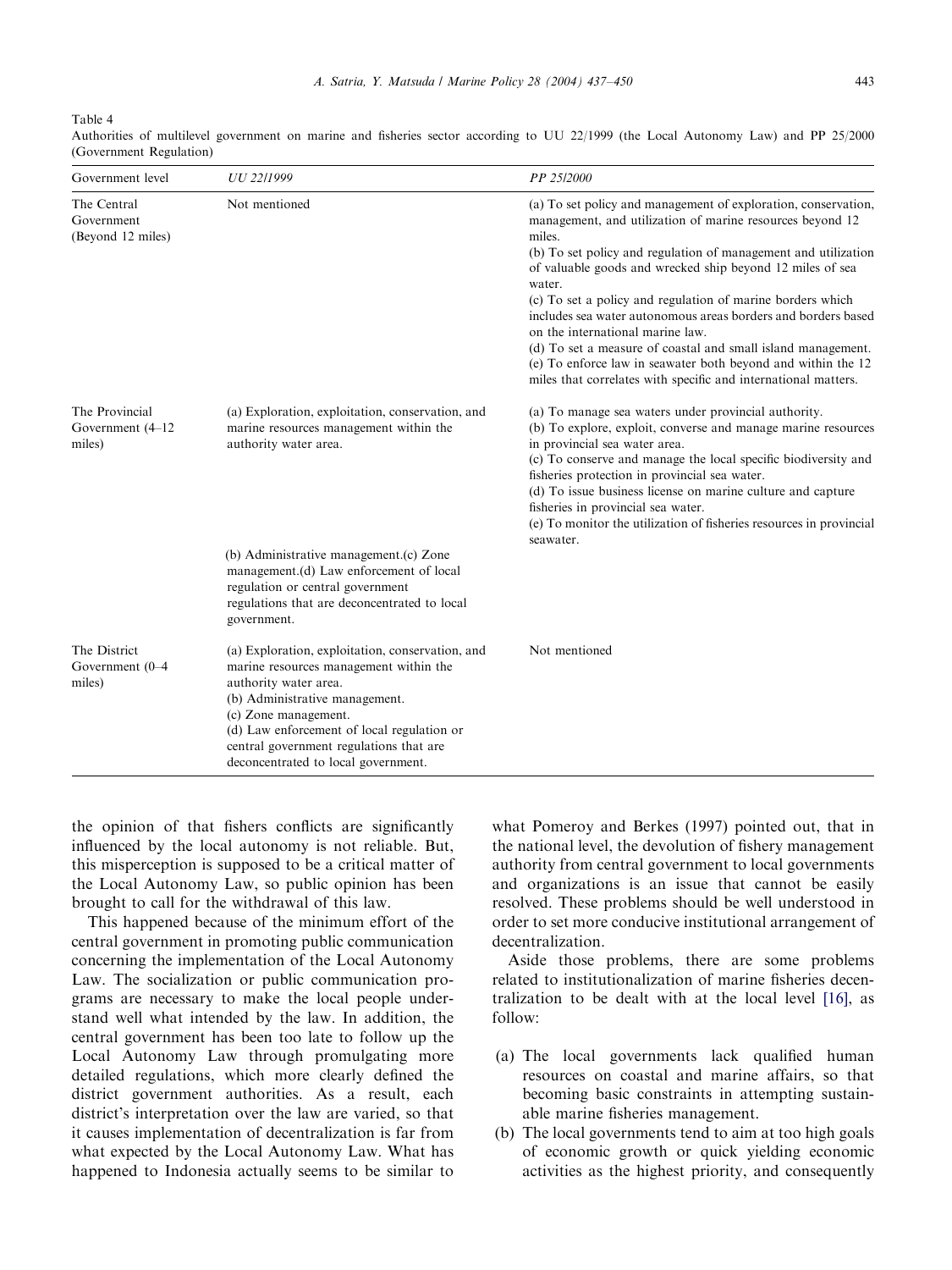Table 4
Authorities of multilevel government on marine and fisheries sector according to UU 22/1999 (the Local Autonomy Law) and PP 25/2000 (Government Regulation)

| Government level | *UU 22/1999* | *PP 25/2000* |
|---|---|---|
| The Central Government (Beyond 12 miles) | Not mentioned | (a) To set policy and management of exploration, conservation, management, and utilization of marine resources beyond 12 miles.<br>(b) To set policy and regulation of management and utilization of valuable goods and wrecked ship beyond 12 miles of sea water.<br>(c) To set a policy and regulation of marine borders which includes sea water autonomous areas borders and borders based on the international marine law.<br>(d) To set a measure of coastal and small island management.<br>(e) To enforce law in seawater both beyond and within the 12 miles that correlates with specific and international matters. |
| The Provincial Government (4–12 miles) | (a) Exploration, exploitation, conservation, and marine resources management within the authority water area.<br>(b) Administrative management.(c) Zone management.(d) Law enforcement of local regulation or central government regulations that are deconcentrated to local government. | (a) To manage sea waters under provincial authority.<br>(b) To explore, exploit, converse and manage marine resources in provincial sea water area.<br>(c) To conserve and manage the local specific biodiversity and fisheries protection in provincial sea water.<br>(d) To issue business license on marine culture and capture fisheries in provincial sea water.<br>(e) To monitor the utilization of fisheries resources in provincial seawater. |
| The District Government (0–4 miles) | (a) Exploration, exploitation, conservation, and marine resources management within the authority water area.<br>(b) Administrative management.<br>(c) Zone management.<br>(d) Law enforcement of local regulation or central government regulations that are deconcentrated to local government. | Not mentioned |

the opinion of that fishers conflicts are significantly influenced by the local autonomy is not reliable. But, this misperception is supposed to be a critical matter of the Local Autonomy Law, so public opinion has been brought to call for the withdrawal of this law.

This happened because of the minimum effort of the central government in promoting public communication concerning the implementation of the Local Autonomy Law. The socialization or public communication programs are necessary to make the local people understand well what intended by the law. In addition, the central government has been too late to follow up the Local Autonomy Law through promulgating more detailed regulations, which more clearly defined the district government authorities. As a result, each district's interpretation over the law are varied, so that it causes implementation of decentralization is far from what expected by the Local Autonomy Law. What has happened to Indonesia actually seems to be similar to what Pomeroy and Berkes (1997) pointed out, that in the national level, the devolution of fishery management authority from central government to local governments and organizations is an issue that cannot be easily resolved. These problems should be well understood in order to set more conducive institutional arrangement of decentralization.

Aside those problems, there are some problems related to institutionalization of marine fisheries decentralization to be dealt with at the local level [16], as follow:

(a) The local governments lack qualified human resources on coastal and marine affairs, so that becoming basic constraints in attempting sustainable marine fisheries management.
(b) The local governments tend to aim at too high goals of economic growth or quick yielding economic activities as the highest priority, and consequently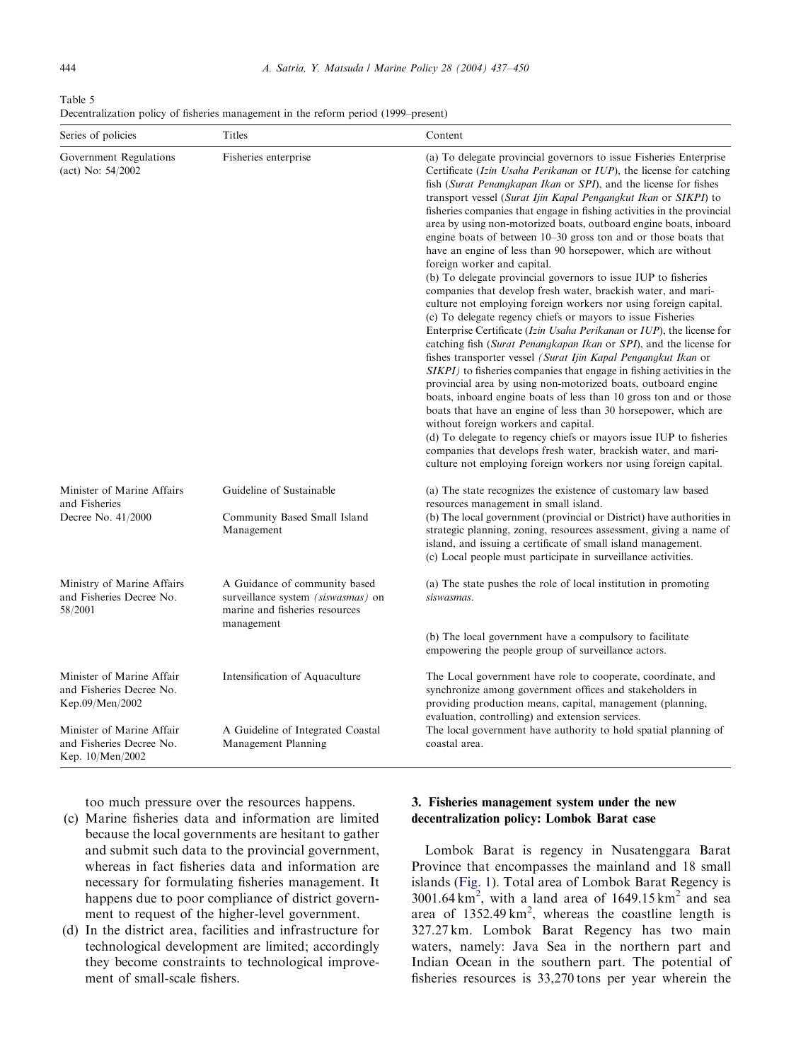Table 5
Decentralization policy of fisheries management in the reform period (1999–present)

| Series of policies | Titles | Content |
|---|---|---|
| Government Regulations (act) No: 54/2002 | Fisheries enterprise | (a) To delegate provincial governors to issue Fisheries Enterprise Certificate (*Izin Usaha Perikanan* or *IUP*), the license for catching fish (*Surat Penangkapan Ikan* or *SPI*), and the license for fishes transport vessel (*Surat Ijin Kapal Pengangkut Ikan* or *SIKPI*) to fisheries companies that engage in fishing activities in the provincial area by using non-motorized boats, outboard engine boats, inboard engine boats of between 10–30 gross ton and or those boats that have an engine of less than 90 horsepower, which are without foreign worker and capital. (b) To delegate provincial governors to issue IUP to fisheries companies that develop fresh water, brackish water, and mari-culture not employing foreign workers nor using foreign capital. (c) To delegate regency chiefs or mayors to issue Fisheries Enterprise Certificate (*Izin Usaha Perikanan* or *IUP*), the license for catching fish (*Surat Penangkapan Ikan* or *SPI*), and the license for fishes transporter vessel *(Surat Ijin Kapal Pengangkut Ikan* or *SIKPI)* to fisheries companies that engage in fishing activities in the provincial area by using non-motorized boats, outboard engine boats, inboard engine boats of less than 10 gross ton and or those boats that have an engine of less than 30 horsepower, which are without foreign workers and capital. (d) To delegate to regency chiefs or mayors issue IUP to fisheries companies that develops fresh water, brackish water, and mari-culture not employing foreign workers nor using foreign capital. |
| Minister of Marine Affairs and Fisheries Decree No. 41/2000 | Guideline of Sustainable Community Based Small Island Management | (a) The state recognizes the existence of customary law based resources management in small island. (b) The local government (provincial or District) have authorities in strategic planning, zoning, resources assessment, giving a name of island, and issuing a certificate of small island management. (c) Local people must participate in surveillance activities. |
| Ministry of Marine Affairs and Fisheries Decree No. 58/2001 | A Guidance of community based surveillance system *(siswasmas)* on marine and fisheries resources management | (a) The state pushes the role of local institution in promoting *siswasmas*. (b) The local government have a compulsory to facilitate empowering the people group of surveillance actors. |
| Minister of Marine Affair and Fisheries Decree No. Kep.09/Men/2002 | Intensification of Aquaculture | The Local government have role to cooperate, coordinate, and synchronize among government offices and stakeholders in providing production means, capital, management (planning, evaluation, controlling) and extension services. |
| Minister of Marine Affair and Fisheries Decree No. Kep. 10/Men/2002 | A Guideline of Integrated Coastal Management Planning | The local government have authority to hold spatial planning of coastal area. |

too much pressure over the resources happens.

(c) Marine fisheries data and information are limited because the local governments are hesitant to gather and submit such data to the provincial government, whereas in fact fisheries data and information are necessary for formulating fisheries management. It happens due to poor compliance of district government to request of the higher-level government.

(d) In the district area, facilities and infrastructure for technological development are limited; accordingly they become constraints to technological improvement of small-scale fishers.

## 3. Fisheries management system under the new decentralization policy: Lombok Barat case

Lombok Barat is regency in Nusatenggara Barat Province that encompasses the mainland and 18 small islands (Fig. 1). Total area of Lombok Barat Regency is 3001.64 km$^2$, with a land area of 1649.15 km$^2$ and sea area of 1352.49 km$^2$, whereas the coastline length is 327.27 km. Lombok Barat Regency has two main waters, namely: Java Sea in the northern part and Indian Ocean in the southern part. The potential of fisheries resources is 33,270 tons per year wherein the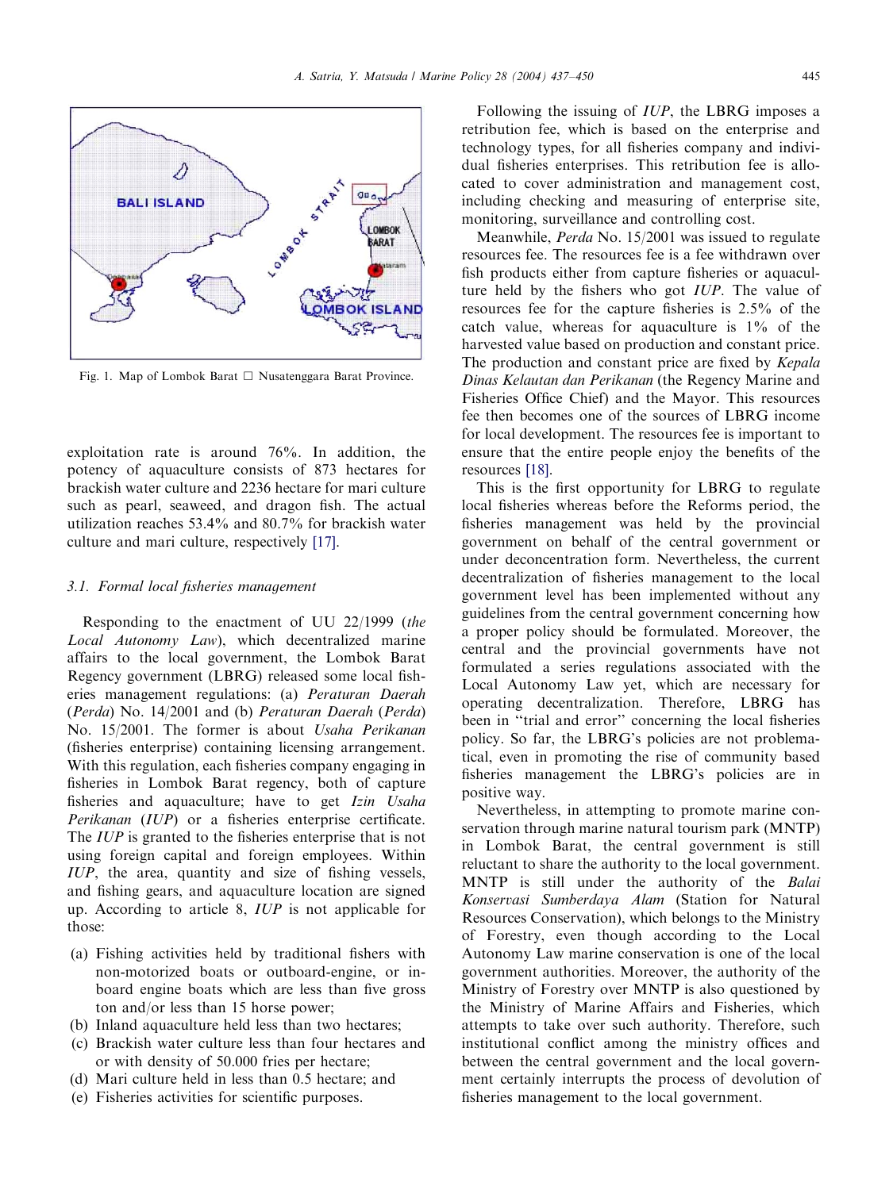Fig. 1. Map of Lombok Barat □ Nusatenggara Barat Province.

exploitation rate is around 76%. In addition, the potency of aquaculture consists of 873 hectares for brackish water culture and 2236 hectare for mari culture such as pearl, seaweed, and dragon fish. The actual utilization reaches 53.4% and 80.7% for brackish water culture and mari culture, respectively [17].

### 3.1. Formal local fisheries management

Responding to the enactment of UU 22/1999 (*the Local Autonomy Law*), which decentralized marine affairs to the local government, the Lombok Barat Regency government (LBRG) released some local fisheries management regulations: (a) *Peraturan Daerah* (*Perda*) No. 14/2001 and (b) *Peraturan Daerah* (*Perda*) No. 15/2001. The former is about *Usaha Perikanan* (fisheries enterprise) containing licensing arrangement. With this regulation, each fisheries company engaging in fisheries in Lombok Barat regency, both of capture fisheries and aquaculture; have to get *Izin Usaha Perikanan* (*IUP*) or a fisheries enterprise certificate. The *IUP* is granted to the fisheries enterprise that is not using foreign capital and foreign employees. Within *IUP*, the area, quantity and size of fishing vessels, and fishing gears, and aquaculture location are signed up. According to article 8, *IUP* is not applicable for those:

(a) Fishing activities held by traditional fishers with non-motorized boats or outboard-engine, or inboard engine boats which are less than five gross ton and/or less than 15 horse power;
(b) Inland aquaculture held less than two hectares;
(c) Brackish water culture less than four hectares and or with density of 50.000 fries per hectare;
(d) Mari culture held in less than 0.5 hectare; and
(e) Fisheries activities for scientific purposes.

Following the issuing of *IUP*, the LBRG imposes a retribution fee, which is based on the enterprise and technology types, for all fisheries company and individual fisheries enterprises. This retribution fee is allocated to cover administration and management cost, including checking and measuring of enterprise site, monitoring, surveillance and controlling cost.

Meanwhile, *Perda* No. 15/2001 was issued to regulate resources fee. The resources fee is a fee withdrawn over fish products either from capture fisheries or aquaculture held by the fishers who got *IUP*. The value of resources fee for the capture fisheries is 2.5% of the catch value, whereas for aquaculture is 1% of the harvested value based on production and constant price. The production and constant price are fixed by *Kepala Dinas Kelautan dan Perikanan* (the Regency Marine and Fisheries Office Chief) and the Mayor. This resources fee then becomes one of the sources of LBRG income for local development. The resources fee is important to ensure that the entire people enjoy the benefits of the resources [18].

This is the first opportunity for LBRG to regulate local fisheries whereas before the Reforms period, the fisheries management was held by the provincial government on behalf of the central government or under deconcentration form. Nevertheless, the current decentralization of fisheries management to the local government level has been implemented without any guidelines from the central government concerning how a proper policy should be formulated. Moreover, the central and the provincial governments have not formulated a series regulations associated with the Local Autonomy Law yet, which are necessary for operating decentralization. Therefore, LBRG has been in "trial and error" concerning the local fisheries policy. So far, the LBRG's policies are not problematical, even in promoting the rise of community based fisheries management the LBRG's policies are in positive way.

Nevertheless, in attempting to promote marine conservation through marine natural tourism park (MNTP) in Lombok Barat, the central government is still reluctant to share the authority to the local government. MNTP is still under the authority of the *Balai Konservasi Sumberdaya Alam* (Station for Natural Resources Conservation), which belongs to the Ministry of Forestry, even though according to the Local Autonomy Law marine conservation is one of the local government authorities. Moreover, the authority of the Ministry of Forestry over MNTP is also questioned by the Ministry of Marine Affairs and Fisheries, which attempts to take over such authority. Therefore, such institutional conflict among the ministry offices and between the central government and the local government certainly interrupts the process of devolution of fisheries management to the local government.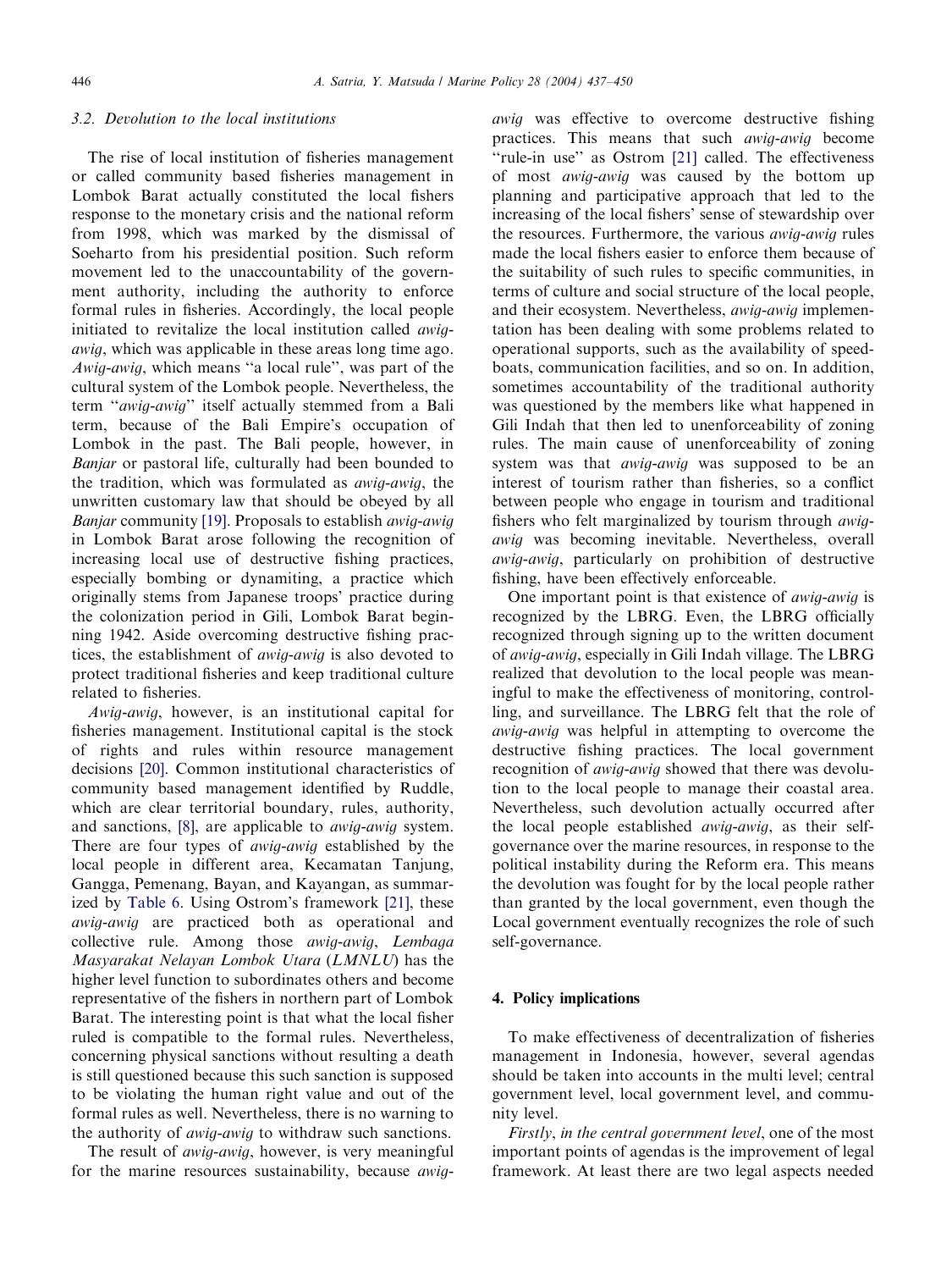### 3.2. Devolution to the local institutions

The rise of local institution of fisheries management or called community based fisheries management in Lombok Barat actually constituted the local fishers response to the monetary crisis and the national reform from 1998, which was marked by the dismissal of Soeharto from his presidential position. Such reform movement led to the unaccountability of the government authority, including the authority to enforce formal rules in fisheries. Accordingly, the local people initiated to revitalize the local institution called *awig-awig*, which was applicable in these areas long time ago. *Awig-awig*, which means "a local rule", was part of the cultural system of the Lombok people. Nevertheless, the term "*awig-awig*" itself actually stemmed from a Bali term, because of the Bali Empire's occupation of Lombok in the past. The Bali people, however, in *Banjar* or pastoral life, culturally had been bounded to the tradition, which was formulated as *awig-awig*, the unwritten customary law that should be obeyed by all *Banjar* community [19]. Proposals to establish *awig-awig* in Lombok Barat arose following the recognition of increasing local use of destructive fishing practices, especially bombing or dynamiting, a practice which originally stems from Japanese troops' practice during the colonization period in Gili, Lombok Barat beginning 1942. Aside overcoming destructive fishing practices, the establishment of *awig-awig* is also devoted to protect traditional fisheries and keep traditional culture related to fisheries.

*Awig-awig*, however, is an institutional capital for fisheries management. Institutional capital is the stock of rights and rules within resource management decisions [20]. Common institutional characteristics of community based management identified by Ruddle, which are clear territorial boundary, rules, authority, and sanctions, [8], are applicable to *awig-awig* system. There are four types of *awig-awig* established by the local people in different area, Kecamatan Tanjung, Gangga, Pemenang, Bayan, and Kayangan, as summarized by Table 6. Using Ostrom's framework [21], these *awig-awig* are practiced both as operational and collective rule. Among those *awig-awig*, *Lembaga Masyarakat Nelayan Lombok Utara* (*LMNLU*) has the higher level function to subordinates others and become representative of the fishers in northern part of Lombok Barat. The interesting point is that what the local fisher ruled is compatible to the formal rules. Nevertheless, concerning physical sanctions without resulting a death is still questioned because this such sanction is supposed to be violating the human right value and out of the formal rules as well. Nevertheless, there is no warning to the authority of *awig-awig* to withdraw such sanctions.

The result of *awig-awig*, however, is very meaningful for the marine resources sustainability, because *awig-awig* was effective to overcome destructive fishing practices. This means that such *awig-awig* become "rule-in use" as Ostrom [21] called. The effectiveness of most *awig-awig* was caused by the bottom up planning and participative approach that led to the increasing of the local fishers' sense of stewardship over the resources. Furthermore, the various *awig-awig* rules made the local fishers easier to enforce them because of the suitability of such rules to specific communities, in terms of culture and social structure of the local people, and their ecosystem. Nevertheless, *awig-awig* implementation has been dealing with some problems related to operational supports, such as the availability of speedboats, communication facilities, and so on. In addition, sometimes accountability of the traditional authority was questioned by the members like what happened in Gili Indah that then led to unenforceability of zoning rules. The main cause of unenforceability of zoning system was that *awig-awig* was supposed to be an interest of tourism rather than fisheries, so a conflict between people who engage in tourism and traditional fishers who felt marginalized by tourism through *awig-awig* was becoming inevitable. Nevertheless, overall *awig-awig*, particularly on prohibition of destructive fishing, have been effectively enforceable.

One important point is that existence of *awig-awig* is recognized by the LBRG. Even, the LBRG officially recognized through signing up to the written document of *awig-awig*, especially in Gili Indah village. The LBRG realized that devolution to the local people was meaningful to make the effectiveness of monitoring, controlling, and surveillance. The LBRG felt that the role of *awig-awig* was helpful in attempting to overcome the destructive fishing practices. The local government recognition of *awig-awig* showed that there was devolution to the local people to manage their coastal area. Nevertheless, such devolution actually occurred after the local people established *awig-awig*, as their self-governance over the marine resources, in response to the political instability during the Reform era. This means the devolution was fought for by the local people rather than granted by the local government, even though the Local government eventually recognizes the role of such self-governance.

## 4. Policy implications

To make effectiveness of decentralization of fisheries management in Indonesia, however, several agendas should be taken into accounts in the multi level; central government level, local government level, and community level.

*Firstly*, *in the central government level*, one of the most important points of agendas is the improvement of legal framework. At least there are two legal aspects needed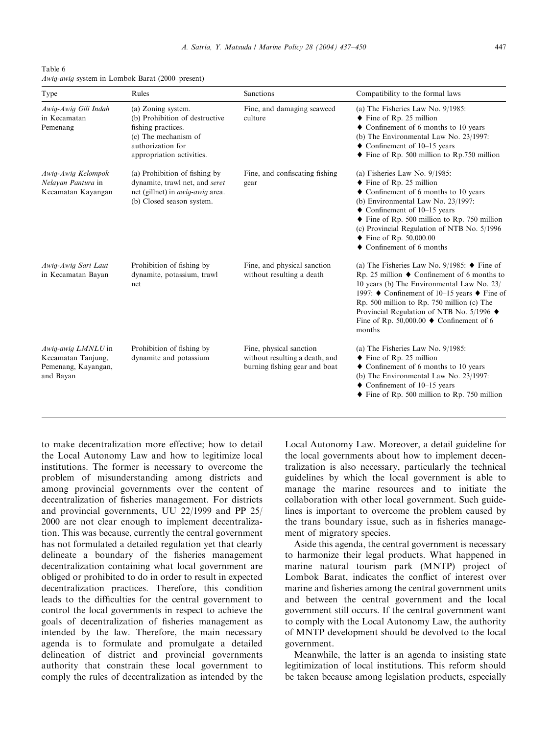Table 6
*Awig-awig* system in Lombok Barat (2000–present)

| Type | Rules | Sanctions | Compatibility to the formal laws |
|---|---|---|---|
| *Awig-Awig Gili Indah* in Kecamatan Pemenang | (a) Zoning system. (b) Prohibition of destructive fishing practices. (c) The mechanism of authorization for appropriation activities. | Fine, and damaging seaweed culture | (a) The Fisheries Law No. 9/1985: ◆ Fine of Rp. 25 million ◆ Confinement of 6 months to 10 years (b) The Environmental Law No. 23/1997: ◆ Confinement of 10–15 years ◆ Fine of Rp. 500 million to Rp.750 million |
| *Awig-Awig Kelompok Nelayan Pantura* in Kecamatan Kayangan | (a) Prohibition of fishing by dynamite, trawl net, and *seret* net (gillnet) in *awig-awig* area. (b) Closed season system. | Fine, and confiscating fishing gear | (a) Fisheries Law No. 9/1985: ◆ Fine of Rp. 25 million ◆ Confinement of 6 months to 10 years (b) Environmental Law No. 23/1997: ◆ Confinement of 10–15 years ◆ Fine of Rp. 500 million to Rp. 750 million (c) Provincial Regulation of NTB No. 5/1996 ◆ Fine of Rp. 50,000.00 ◆ Confinement of 6 months |
| *Awig-Awig Sari Laut* in Kecamatan Bayan | Prohibition of fishing by dynamite, potassium, trawl net | Fine, and physical sanction without resulting a death | (a) The Fisheries Law No. 9/1985: ◆ Fine of Rp. 25 million ◆ Confinement of 6 months to 10 years (b) The Environmental Law No. 23/1997: ◆ Confinement of 10–15 years ◆ Fine of Rp. 500 million to Rp. 750 million (c) The Provincial Regulation of NTB No. 5/1996 ◆ Fine of Rp. 50,000.00 ◆ Confinement of 6 months |
| *Awig-awig LMNLU* in Kecamatan Tanjung, Pemenang, Kayangan, and Bayan | Prohibition of fishing by dynamite and potassium | Fine, physical sanction without resulting a death, and burning fishing gear and boat | (a) The Fisheries Law No. 9/1985: ◆ Fine of Rp. 25 million ◆ Confinement of 6 months to 10 years (b) The Environmental Law No. 23/1997: ◆ Confinement of 10–15 years ◆ Fine of Rp. 500 million to Rp. 750 million |

to make decentralization more effective; how to detail the Local Autonomy Law and how to legitimize local institutions. The former is necessary to overcome the problem of misunderstanding among districts and among provincial governments over the content of decentralization of fisheries management. For districts and provincial governments, UU 22/1999 and PP 25/2000 are not clear enough to implement decentralization. This was because, currently the central government has not formulated a detailed regulation yet that clearly delineate a boundary of the fisheries management decentralization containing what local government are obliged or prohibited to do in order to result in expected decentralization practices. Therefore, this condition leads to the difficulties for the central government to control the local governments in respect to achieve the goals of decentralization of fisheries management as intended by the law. Therefore, the main necessary agenda is to formulate and promulgate a detailed delineation of district and provincial governments authority that constrain these local government to comply the rules of decentralization as intended by the Local Autonomy Law. Moreover, a detail guideline for the local governments about how to implement decentralization is also necessary, particularly the technical guidelines by which the local government is able to manage the marine resources and to initiate the collaboration with other local government. Such guidelines is important to overcome the problem caused by the trans boundary issue, such as in fisheries management of migratory species.

Aside this agenda, the central government is necessary to harmonize their legal products. What happened in marine natural tourism park (MNTP) project of Lombok Barat, indicates the conflict of interest over marine and fisheries among the central government units and between the central government and the local government still occurs. If the central government want to comply with the Local Autonomy Law, the authority of MNTP development should be devolved to the local government.

Meanwhile, the latter is an agenda to insisting state legitimization of local institutions. This reform should be taken because among legislation products, especially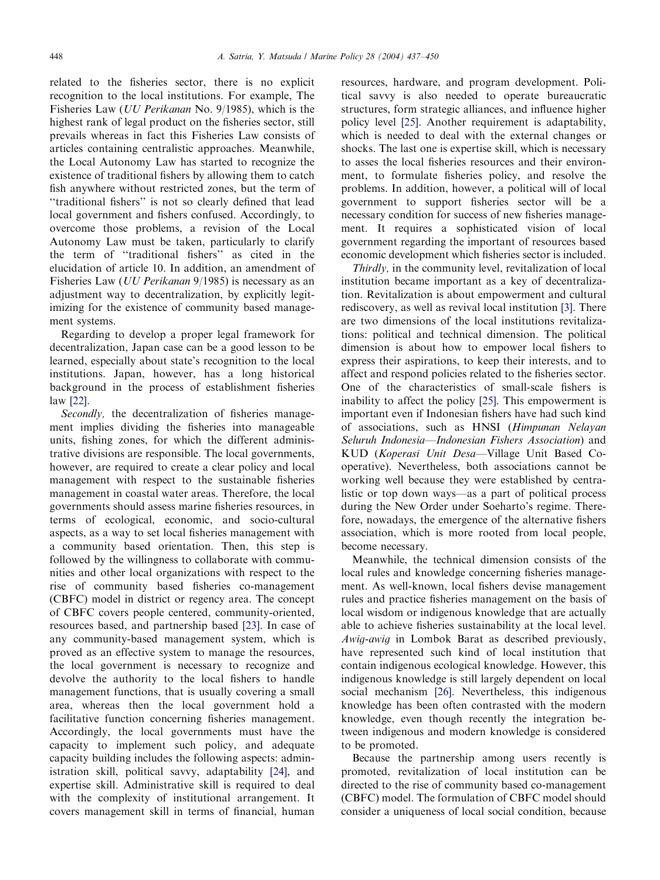related to the fisheries sector, there is no explicit recognition to the local institutions. For example, The Fisheries Law (*UU Perikanan* No. 9/1985), which is the highest rank of legal product on the fisheries sector, still prevails whereas in fact this Fisheries Law consists of articles containing centralistic approaches. Meanwhile, the Local Autonomy Law has started to recognize the existence of traditional fishers by allowing them to catch fish anywhere without restricted zones, but the term of "traditional fishers" is not so clearly defined that lead local government and fishers confused. Accordingly, to overcome those problems, a revision of the Local Autonomy Law must be taken, particularly to clarify the term of "traditional fishers" as cited in the elucidation of article 10. In addition, an amendment of Fisheries Law (*UU Perikanan* 9/1985) is necessary as an adjustment way to decentralization, by explicitly legitimizing for the existence of community based management systems.

Regarding to develop a proper legal framework for decentralization, Japan case can be a good lesson to be learned, especially about state's recognition to the local institutions. Japan, however, has a long historical background in the process of establishment fisheries law [22].

*Secondly,* the decentralization of fisheries management implies dividing the fisheries into manageable units, fishing zones, for which the different administrative divisions are responsible. The local governments, however, are required to create a clear policy and local management with respect to the sustainable fisheries management in coastal water areas. Therefore, the local governments should assess marine fisheries resources, in terms of ecological, economic, and socio-cultural aspects, as a way to set local fisheries management with a community based orientation. Then, this step is followed by the willingness to collaborate with communities and other local organizations with respect to the rise of community based fisheries co-management (CBFC) model in district or regency area. The concept of CBFC covers people centered, community-oriented, resources based, and partnership based [23]. In case of any community-based management system, which is proved as an effective system to manage the resources, the local government is necessary to recognize and devolve the authority to the local fishers to handle management functions, that is usually covering a small area, whereas then the local government hold a facilitative function concerning fisheries management. Accordingly, the local governments must have the capacity to implement such policy, and adequate capacity building includes the following aspects: administration skill, political savvy, adaptability [24], and expertise skill. Administrative skill is required to deal with the complexity of institutional arrangement. It covers management skill in terms of financial, human resources, hardware, and program development. Political savvy is also needed to operate bureaucratic structures, form strategic alliances, and influence higher policy level [25]. Another requirement is adaptability, which is needed to deal with the external changes or shocks. The last one is expertise skill, which is necessary to asses the local fisheries resources and their environment, to formulate fisheries policy, and resolve the problems. In addition, however, a political will of local government to support fisheries sector will be a necessary condition for success of new fisheries management. It requires a sophisticated vision of local government regarding the important of resources based economic development which fisheries sector is included.

*Thirdly,* in the community level, revitalization of local institution became important as a key of decentralization. Revitalization is about empowerment and cultural rediscovery, as well as revival local institution [3]. There are two dimensions of the local institutions revitalizations: political and technical dimension. The political dimension is about how to empower local fishers to express their aspirations, to keep their interests, and to affect and respond policies related to the fisheries sector. One of the characteristics of small-scale fishers is inability to affect the policy [25]. This empowerment is important even if Indonesian fishers have had such kind of associations, such as HNSI (*Himpunan Nelayan Seluruh Indonesia*—*Indonesian Fishers Association*) and KUD (*Koperasi Unit Desa*—Village Unit Based Cooperative). Nevertheless, both associations cannot be working well because they were established by centralistic or top down ways—as a part of political process during the New Order under Soeharto's regime. Therefore, nowadays, the emergence of the alternative fishers association, which is more rooted from local people, become necessary.

Meanwhile, the technical dimension consists of the local rules and knowledge concerning fisheries management. As well-known, local fishers devise management rules and practice fisheries management on the basis of local wisdom or indigenous knowledge that are actually able to achieve fisheries sustainability at the local level. *Awig-awig* in Lombok Barat as described previously, have represented such kind of local institution that contain indigenous ecological knowledge. However, this indigenous knowledge is still largely dependent on local social mechanism [26]. Nevertheless, this indigenous knowledge has been often contrasted with the modern knowledge, even though recently the integration between indigenous and modern knowledge is considered to be promoted.

Because the partnership among users recently is promoted, revitalization of local institution can be directed to the rise of community based co-management (CBFC) model. The formulation of CBFC model should consider a uniqueness of local social condition, because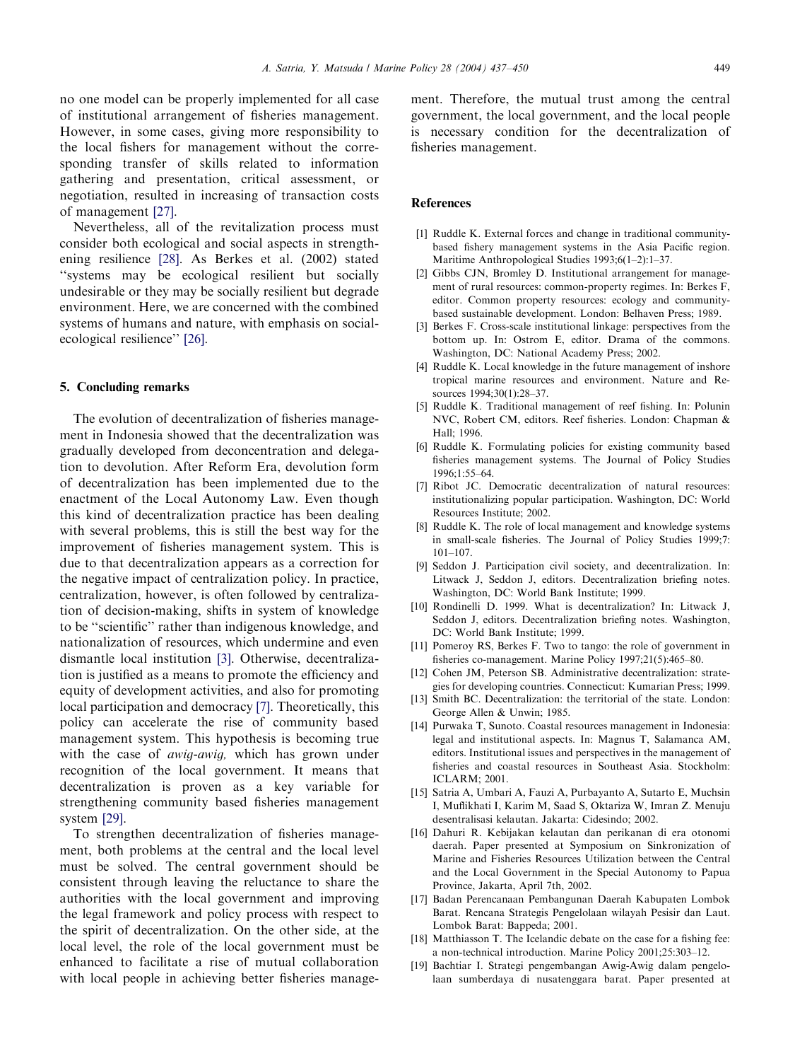no one model can be properly implemented for all case of institutional arrangement of fisheries management. However, in some cases, giving more responsibility to the local fishers for management without the corresponding transfer of skills related to information gathering and presentation, critical assessment, or negotiation, resulted in increasing of transaction costs of management [27].

Nevertheless, all of the revitalization process must consider both ecological and social aspects in strengthening resilience [28]. As Berkes et al. (2002) stated ''systems may be ecological resilient but socially undesirable or they may be socially resilient but degrade environment. Here, we are concerned with the combined systems of humans and nature, with emphasis on social-ecological resilience'' [26].

## 5. Concluding remarks

The evolution of decentralization of fisheries management in Indonesia showed that the decentralization was gradually developed from deconcentration and delegation to devolution. After Reform Era, devolution form of decentralization has been implemented due to the enactment of the Local Autonomy Law. Even though this kind of decentralization practice has been dealing with several problems, this is still the best way for the improvement of fisheries management system. This is due to that decentralization appears as a correction for the negative impact of centralization policy. In practice, centralization, however, is often followed by centralization of decision-making, shifts in system of knowledge to be ''scientific'' rather than indigenous knowledge, and nationalization of resources, which undermine and even dismantle local institution [3]. Otherwise, decentralization is justified as a means to promote the efficiency and equity of development activities, and also for promoting local participation and democracy [7]. Theoretically, this policy can accelerate the rise of community based management system. This hypothesis is becoming true with the case of *awig-awig,* which has grown under recognition of the local government. It means that decentralization is proven as a key variable for strengthening community based fisheries management system [29].

To strengthen decentralization of fisheries management, both problems at the central and the local level must be solved. The central government should be consistent through leaving the reluctance to share the authorities with the local government and improving the legal framework and policy process with respect to the spirit of decentralization. On the other side, at the local level, the role of the local government must be enhanced to facilitate a rise of mutual collaboration with local people in achieving better fisheries management. Therefore, the mutual trust among the central government, the local government, and the local people is necessary condition for the decentralization of fisheries management.

## References

[1] Ruddle K. External forces and change in traditional community-based fishery management systems in the Asia Pacific region. Maritime Anthropological Studies 1993;6(1–2):1–37.

[2] Gibbs CJN, Bromley D. Institutional arrangement for management of rural resources: common-property regimes. In: Berkes F, editor. Common property resources: ecology and community-based sustainable development. London: Belhaven Press; 1989.

[3] Berkes F. Cross-scale institutional linkage: perspectives from the bottom up. In: Ostrom E, editor. Drama of the commons. Washington, DC: National Academy Press; 2002.

[4] Ruddle K. Local knowledge in the future management of inshore tropical marine resources and environment. Nature and Resources 1994;30(1):28–37.

[5] Ruddle K. Traditional management of reef fishing. In: Polunin NVC, Robert CM, editors. Reef fisheries. London: Chapman & Hall; 1996.

[6] Ruddle K. Formulating policies for existing community based fisheries management systems. The Journal of Policy Studies 1996;1:55–64.

[7] Ribot JC. Democratic decentralization of natural resources: institutionalizing popular participation. Washington, DC: World Resources Institute; 2002.

[8] Ruddle K. The role of local management and knowledge systems in small-scale fisheries. The Journal of Policy Studies 1999;7:101–107.

[9] Seddon J. Participation civil society, and decentralization. In: Litwack J, Seddon J, editors. Decentralization briefing notes. Washington, DC: World Bank Institute; 1999.

[10] Rondinelli D. 1999. What is decentralization? In: Litwack J, Seddon J, editors. Decentralization briefing notes. Washington, DC: World Bank Institute; 1999.

[11] Pomeroy RS, Berkes F. Two to tango: the role of government in fisheries co-management. Marine Policy 1997;21(5):465–80.

[12] Cohen JM, Peterson SB. Administrative decentralization: strategies for developing countries. Connecticut: Kumarian Press; 1999.

[13] Smith BC. Decentralization: the territorial of the state. London: George Allen & Unwin; 1985.

[14] Purwaka T, Sunoto. Coastal resources management in Indonesia: legal and institutional aspects. In: Magnus T, Salamanca AM, editors. Institutional issues and perspectives in the management of fisheries and coastal resources in Southeast Asia. Stockholm: ICLARM; 2001.

[15] Satria A, Umbari A, Fauzi A, Purbayanto A, Sutarto E, Muchsin I, Muflikhati I, Karim M, Saad S, Oktariza W, Imran Z. Menuju desentralisasi kelautan. Jakarta: Cidesindo; 2002.

[16] Dahuri R. Kebijakan kelautan dan perikanan di era otonomi daerah. Paper presented at Symposium on Sinkronization of Marine and Fisheries Resources Utilization between the Central and the Local Government in the Special Autonomy to Papua Province, Jakarta, April 7th, 2002.

[17] Badan Perencanaan Pembangunan Daerah Kabupaten Lombok Barat. Rencana Strategis Pengelolaan wilayah Pesisir dan Laut. Lombok Barat: Bappeda; 2001.

[18] Matthiasson T. The Icelandic debate on the case for a fishing fee: a non-technical introduction. Marine Policy 2001;25:303–12.

[19] Bachtiar I. Strategi pengembangan Awig-Awig dalam pengelolaan sumberdaya di nusatenggara barat. Paper presented at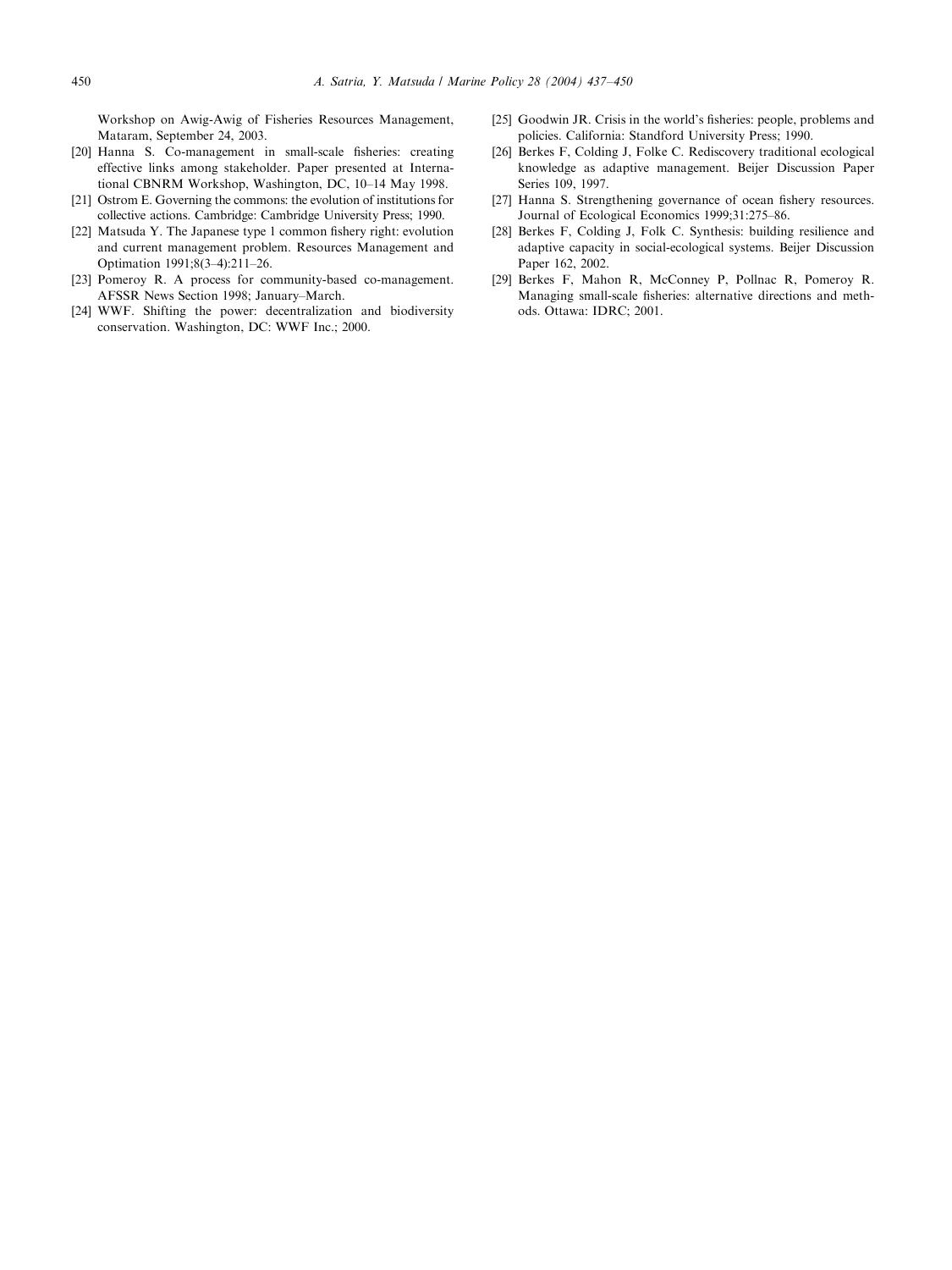Workshop on Awig-Awig of Fisheries Resources Management, Mataram, September 24, 2003.

[20] Hanna S. Co-management in small-scale fisheries: creating effective links among stakeholder. Paper presented at International CBNRM Workshop, Washington, DC, 10–14 May 1998.

[21] Ostrom E. Governing the commons: the evolution of institutions for collective actions. Cambridge: Cambridge University Press; 1990.

[22] Matsuda Y. The Japanese type 1 common fishery right: evolution and current management problem. Resources Management and Optimation 1991;8(3–4):211–26.

[23] Pomeroy R. A process for community-based co-management. AFSSR News Section 1998; January–March.

[24] WWF. Shifting the power: decentralization and biodiversity conservation. Washington, DC: WWF Inc.; 2000.

[25] Goodwin JR. Crisis in the world's fisheries: people, problems and policies. California: Standford University Press; 1990.

[26] Berkes F, Colding J, Folke C. Rediscovery traditional ecological knowledge as adaptive management. Beijer Discussion Paper Series 109, 1997.

[27] Hanna S. Strengthening governance of ocean fishery resources. Journal of Ecological Economics 1999;31:275–86.

[28] Berkes F, Colding J, Folk C. Synthesis: building resilience and adaptive capacity in social-ecological systems. Beijer Discussion Paper 162, 2002.

[29] Berkes F, Mahon R, McConney P, Pollnac R, Pomeroy R. Managing small-scale fisheries: alternative directions and methods. Ottawa: IDRC; 2001.